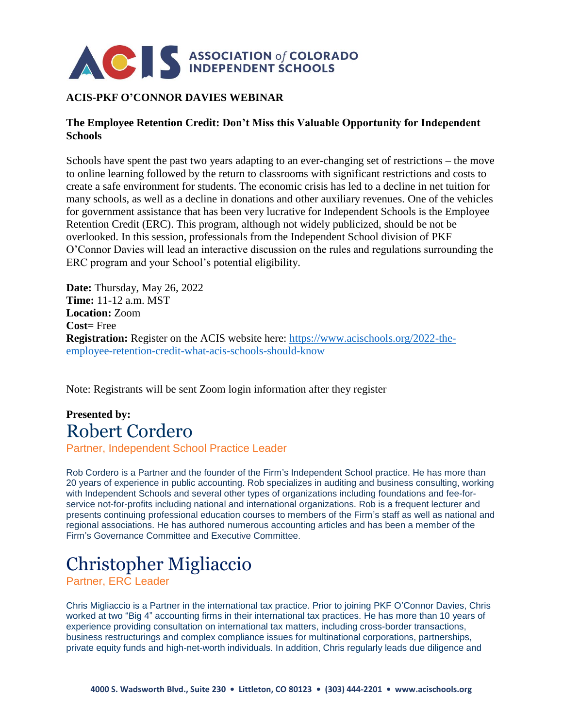# ACIS ASSOCIATION of COLORADO INDEPENDENT SCHOOLS

**ACIS-PKF O'CONNOR DAVIES WEBINAR**

**The Employee Retention Credit: Don't Miss this Valuable Opportunity for Independent Schools**

Schools have spent the past two years adapting to an ever-changing set of restrictions – the move to online learning followed by the return to classrooms with significant restrictions and costs to create a safe environment for students. The economic crisis has led to a decline in net tuition for many schools, as well as a decline in donations and other auxiliary revenues. One of the vehicles for government assistance that has been very lucrative for Independent Schools is the Employee Retention Credit (ERC). This program, although not widely publicized, should be not be overlooked. In this session, professionals from the Independent School division of PKF O'Connor Davies will lead an interactive discussion on the rules and regulations surrounding the ERC program and your School's potential eligibility.

**Date:** Thursday, May 26, 2022
**Time:** 11-12 a.m. MST
**Location:** Zoom
**Cost**= Free
**Registration:** Register on the ACIS website here: https://www.acischools.org/2022-the-employee-retention-credit-what-acis-schools-should-know

Note: Registrants will be sent Zoom login information after they register

**Presented by:**

## Robert Cordero

Partner, Independent School Practice Leader

Rob Cordero is a Partner and the founder of the Firm's Independent School practice. He has more than 20 years of experience in public accounting. Rob specializes in auditing and business consulting, working with Independent Schools and several other types of organizations including foundations and fee-for-service not-for-profits including national and international organizations. Rob is a frequent lecturer and presents continuing professional education courses to members of the Firm's staff as well as national and regional associations. He has authored numerous accounting articles and has been a member of the Firm's Governance Committee and Executive Committee.

## Christopher Migliaccio

Partner, ERC Leader

Chris Migliaccio is a Partner in the international tax practice. Prior to joining PKF O'Connor Davies, Chris worked at two "Big 4" accounting firms in their international tax practices. He has more than 10 years of experience providing consultation on international tax matters, including cross-border transactions, business restructurings and complex compliance issues for multinational corporations, partnerships, private equity funds and high-net-worth individuals. In addition, Chris regularly leads due diligence and

4000 S. Wadsworth Blvd., Suite 230 • Littleton, CO 80123 • (303) 444-2201 • www.acischools.org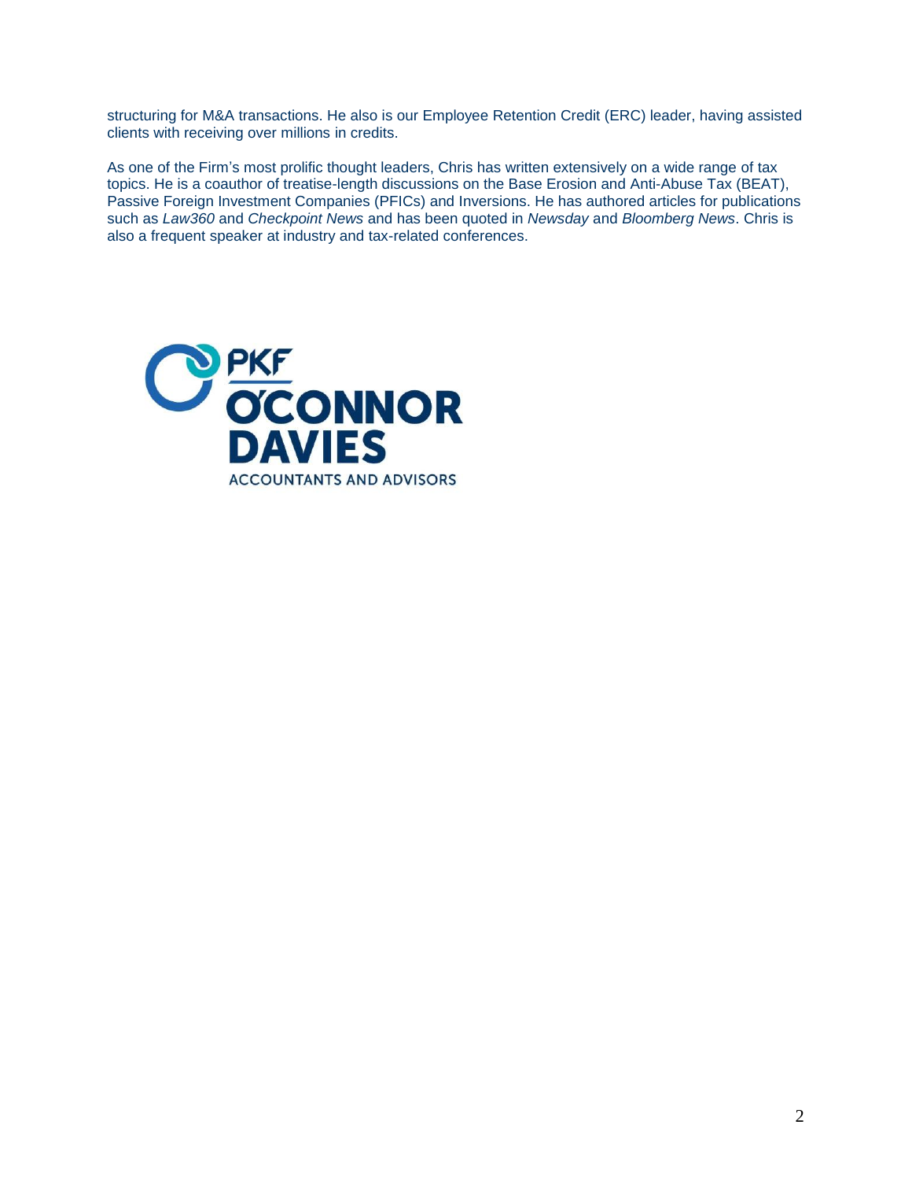structuring for M&A transactions. He also is our Employee Retention Credit (ERC) leader, having assisted clients with receiving over millions in credits.

As one of the Firm's most prolific thought leaders, Chris has written extensively on a wide range of tax topics. He is a coauthor of treatise-length discussions on the Base Erosion and Anti-Abuse Tax (BEAT), Passive Foreign Investment Companies (PFICs) and Inversions. He has authored articles for publications such as *Law360* and *Checkpoint News* and has been quoted in *Newsday* and *Bloomberg News*. Chris is also a frequent speaker at industry and tax-related conferences.

PKF O'CONNOR DAVIES
ACCOUNTANTS AND ADVISORS